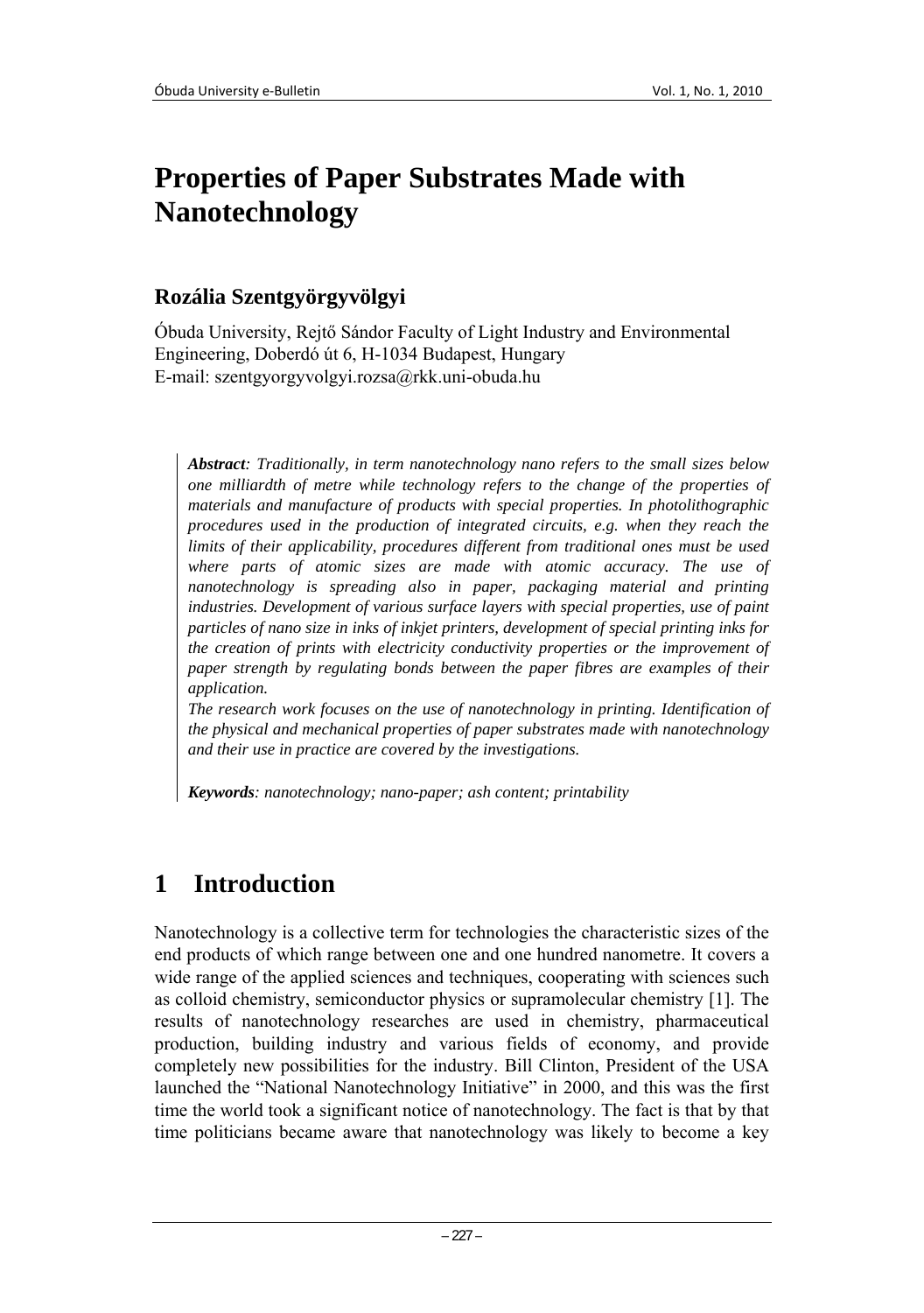# Properties of Paper Substrates Made with Nanotechnology

## Rozália Szentgyörgyvölgyi

Óbuda University, Rejtő Sándor Faculty of Light Industry and Environmental Engineering, Doberdó út 6, H-1034 Budapest, Hungary
E-mail: szentgyorgyvolgyi.rozsa@rkk.uni-obuda.hu

> ***Abstract**: Traditionally, in term nanotechnology nano refers to the small sizes below one milliardth of metre while technology refers to the change of the properties of materials and manufacture of products with special properties. In photolithographic procedures used in the production of integrated circuits, e.g. when they reach the limits of their applicability, procedures different from traditional ones must be used where parts of atomic sizes are made with atomic accuracy. The use of nanotechnology is spreading also in paper, packaging material and printing industries. Development of various surface layers with special properties, use of paint particles of nano size in inks of inkjet printers, development of special printing inks for the creation of prints with electricity conductivity properties or the improvement of paper strength by regulating bonds between the paper fibres are examples of their application.*
>
> *The research work focuses on the use of nanotechnology in printing. Identification of the physical and mechanical properties of paper substrates made with nanotechnology and their use in practice are covered by the investigations.*
>
> ***Keywords**: nanotechnology; nano-paper; ash content; printability*

# 1 Introduction

Nanotechnology is a collective term for technologies the characteristic sizes of the end products of which range between one and one hundred nanometre. It covers a wide range of the applied sciences and techniques, cooperating with sciences such as colloid chemistry, semiconductor physics or supramolecular chemistry [1]. The results of nanotechnology researches are used in chemistry, pharmaceutical production, building industry and various fields of economy, and provide completely new possibilities for the industry. Bill Clinton, President of the USA launched the "National Nanotechnology Initiative" in 2000, and this was the first time the world took a significant notice of nanotechnology. The fact is that by that time politicians became aware that nanotechnology was likely to become a key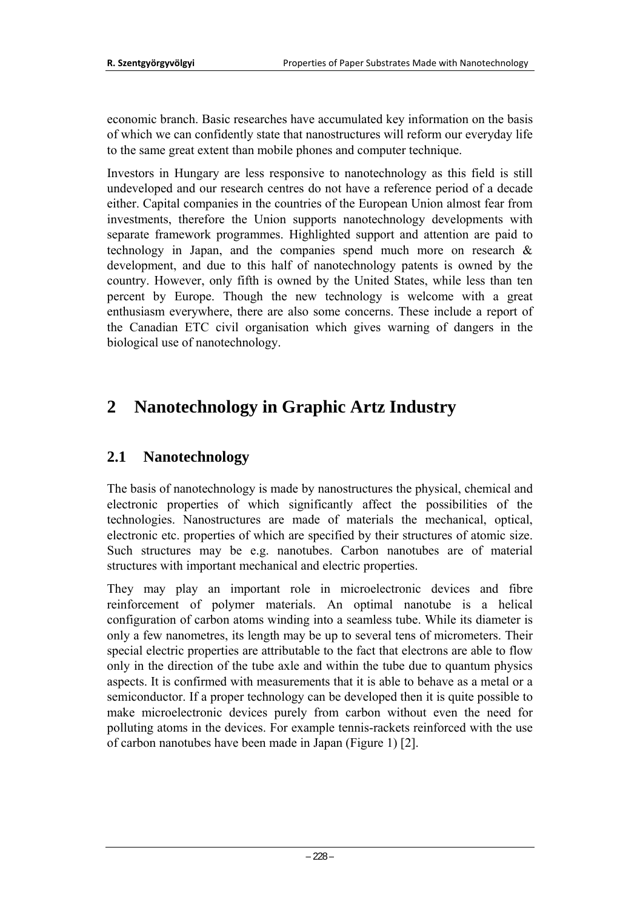economic branch. Basic researches have accumulated key information on the basis of which we can confidently state that nanostructures will reform our everyday life to the same great extent than mobile phones and computer technique.

Investors in Hungary are less responsive to nanotechnology as this field is still undeveloped and our research centres do not have a reference period of a decade either. Capital companies in the countries of the European Union almost fear from investments, therefore the Union supports nanotechnology developments with separate framework programmes. Highlighted support and attention are paid to technology in Japan, and the companies spend much more on research & development, and due to this half of nanotechnology patents is owned by the country. However, only fifth is owned by the United States, while less than ten percent by Europe. Though the new technology is welcome with a great enthusiasm everywhere, there are also some concerns. These include a report of the Canadian ETC civil organisation which gives warning of dangers in the biological use of nanotechnology.

# 2 Nanotechnology in Graphic Artz Industry

## 2.1 Nanotechnology

The basis of nanotechnology is made by nanostructures the physical, chemical and electronic properties of which significantly affect the possibilities of the technologies. Nanostructures are made of materials the mechanical, optical, electronic etc. properties of which are specified by their structures of atomic size. Such structures may be e.g. nanotubes. Carbon nanotubes are of material structures with important mechanical and electric properties.

They may play an important role in microelectronic devices and fibre reinforcement of polymer materials. An optimal nanotube is a helical configuration of carbon atoms winding into a seamless tube. While its diameter is only a few nanometres, its length may be up to several tens of micrometers. Their special electric properties are attributable to the fact that electrons are able to flow only in the direction of the tube axle and within the tube due to quantum physics aspects. It is confirmed with measurements that it is able to behave as a metal or a semiconductor. If a proper technology can be developed then it is quite possible to make microelectronic devices purely from carbon without even the need for polluting atoms in the devices. For example tennis-rackets reinforced with the use of carbon nanotubes have been made in Japan (Figure 1) [2].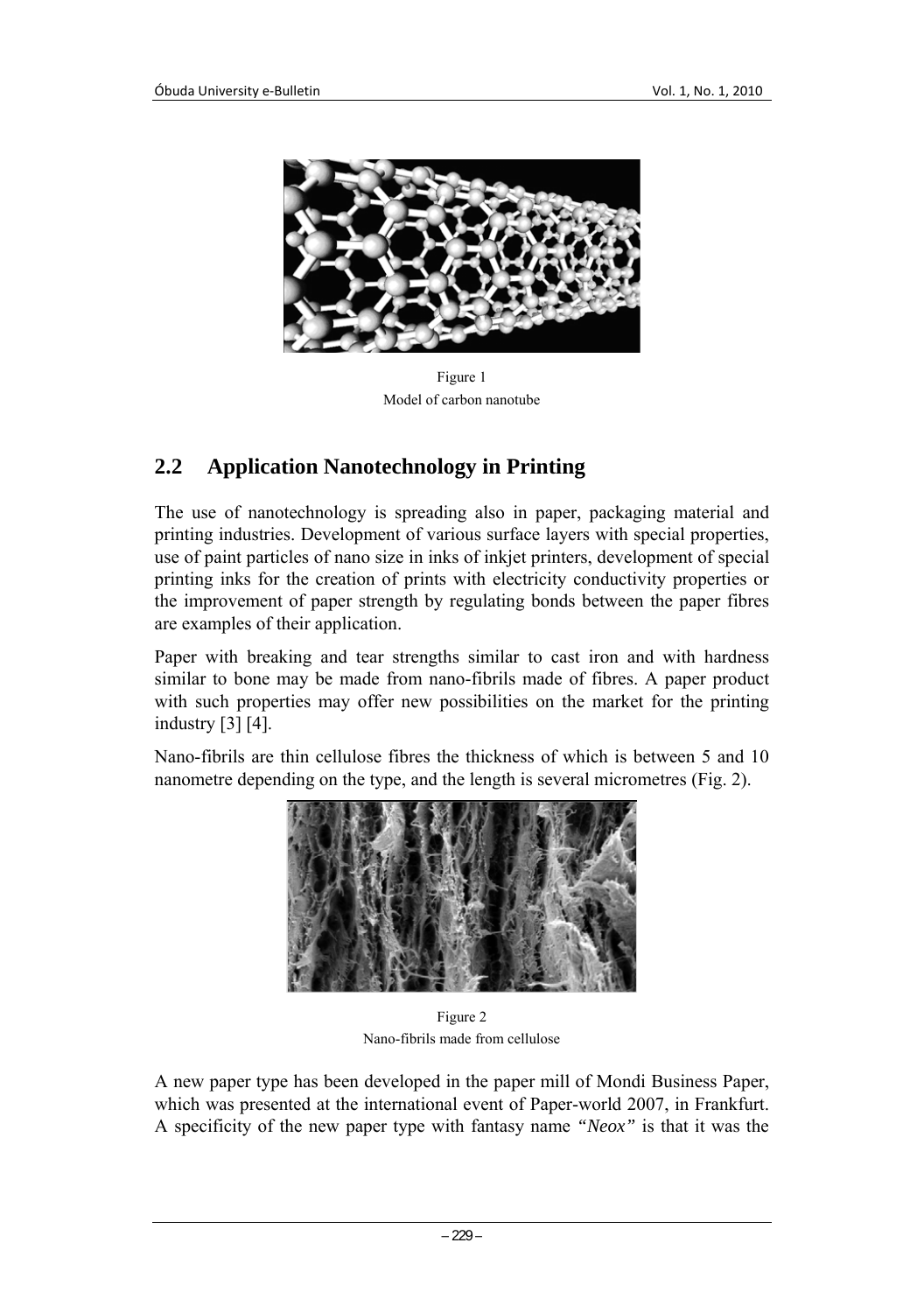Figure 1
Model of carbon nanotube

## 2.2 Application Nanotechnology in Printing

The use of nanotechnology is spreading also in paper, packaging material and printing industries. Development of various surface layers with special properties, use of paint particles of nano size in inks of inkjet printers, development of special printing inks for the creation of prints with electricity conductivity properties or the improvement of paper strength by regulating bonds between the paper fibres are examples of their application.

Paper with breaking and tear strengths similar to cast iron and with hardness similar to bone may be made from nano-fibrils made of fibres. A paper product with such properties may offer new possibilities on the market for the printing industry [3] [4].

Nano-fibrils are thin cellulose fibres the thickness of which is between 5 and 10 nanometre depending on the type, and the length is several micrometres (Fig. 2).

Figure 2
Nano-fibrils made from cellulose

A new paper type has been developed in the paper mill of Mondi Business Paper, which was presented at the international event of Paper-world 2007, in Frankfurt. A specificity of the new paper type with fantasy name *"Neox"* is that it was the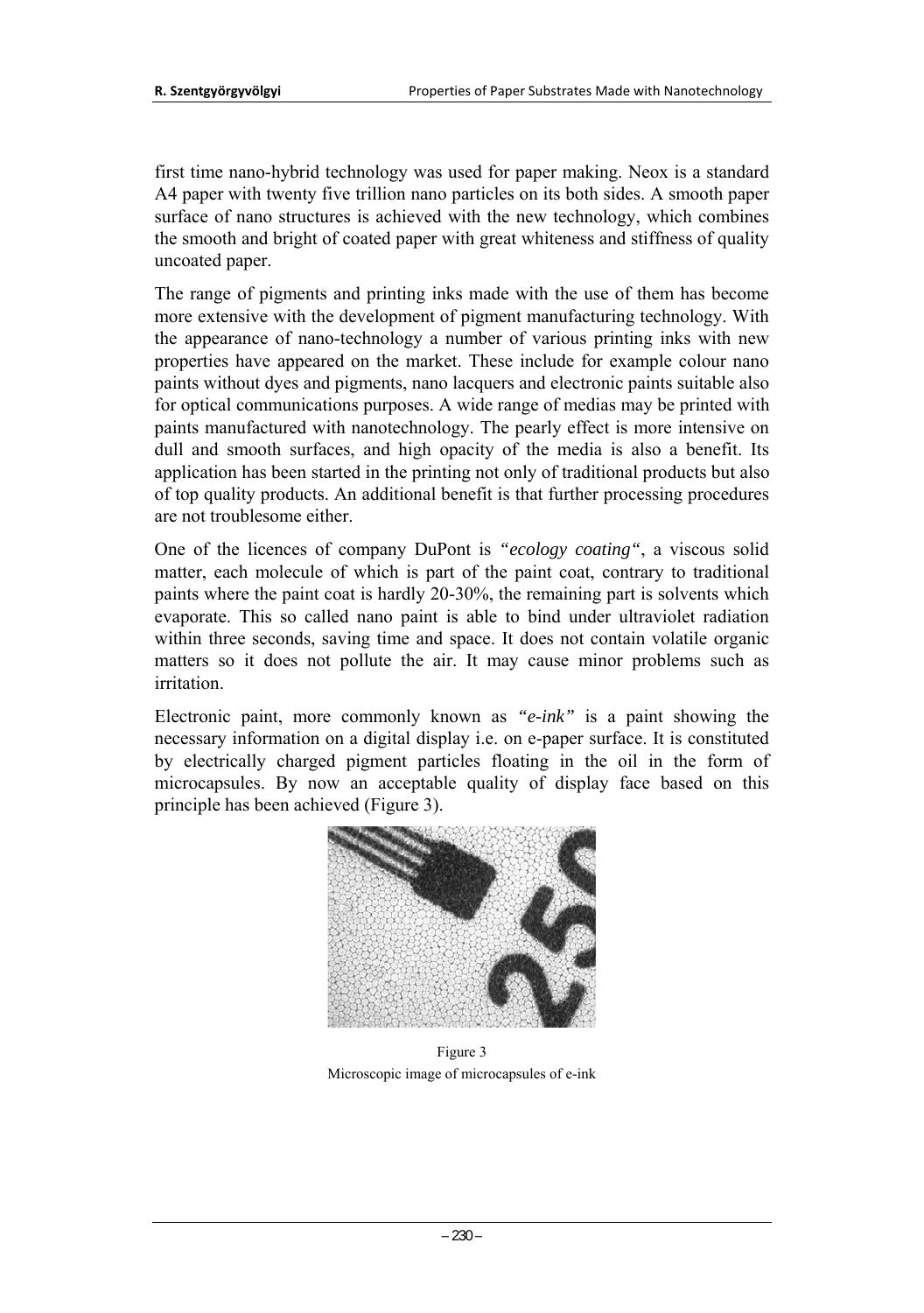first time nano-hybrid technology was used for paper making. Neox is a standard A4 paper with twenty five trillion nano particles on its both sides. A smooth paper surface of nano structures is achieved with the new technology, which combines the smooth and bright of coated paper with great whiteness and stiffness of quality uncoated paper.

The range of pigments and printing inks made with the use of them has become more extensive with the development of pigment manufacturing technology. With the appearance of nano-technology a number of various printing inks with new properties have appeared on the market. These include for example colour nano paints without dyes and pigments, nano lacquers and electronic paints suitable also for optical communications purposes. A wide range of medias may be printed with paints manufactured with nanotechnology. The pearly effect is more intensive on dull and smooth surfaces, and high opacity of the media is also a benefit. Its application has been started in the printing not only of traditional products but also of top quality products. An additional benefit is that further processing procedures are not troublesome either.

One of the licences of company DuPont is *"ecology coating"*, a viscous solid matter, each molecule of which is part of the paint coat, contrary to traditional paints where the paint coat is hardly 20-30%, the remaining part is solvents which evaporate. This so called nano paint is able to bind under ultraviolet radiation within three seconds, saving time and space. It does not contain volatile organic matters so it does not pollute the air. It may cause minor problems such as irritation.

Electronic paint, more commonly known as *"e-ink"* is a paint showing the necessary information on a digital display i.e. on e-paper surface. It is constituted by electrically charged pigment particles floating in the oil in the form of microcapsules. By now an acceptable quality of display face based on this principle has been achieved (Figure 3).

Figure 3
Microscopic image of microcapsules of e-ink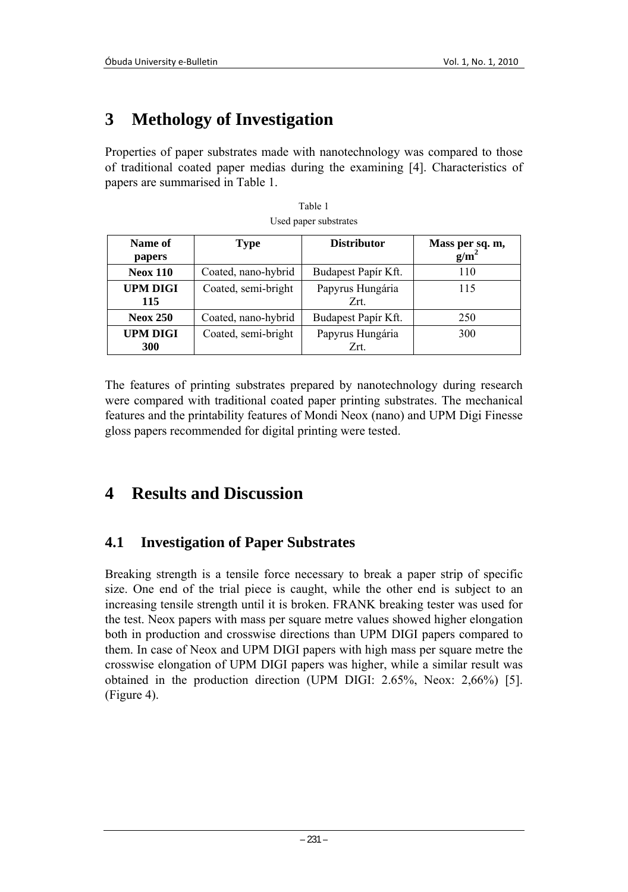# 3 Methology of Investigation

Properties of paper substrates made with nanotechnology was compared to those of traditional coated paper medias during the examining [4]. Characteristics of papers are summarised in Table 1.

Table 1

Used paper substrates

| Name of papers | Type | Distributor | Mass per sq. m, g/m$^2$ |
|---|---|---|---|
| **Neox 110** | Coated, nano-hybrid | Budapest Papír Kft. | 110 |
| **UPM DIGI 115** | Coated, semi-bright | Papyrus Hungária Zrt. | 115 |
| **Neox 250** | Coated, nano-hybrid | Budapest Papír Kft. | 250 |
| **UPM DIGI 300** | Coated, semi-bright | Papyrus Hungária Zrt. | 300 |

The features of printing substrates prepared by nanotechnology during research were compared with traditional coated paper printing substrates. The mechanical features and the printability features of Mondi Neox (nano) and UPM Digi Finesse gloss papers recommended for digital printing were tested.

# 4 Results and Discussion

## 4.1 Investigation of Paper Substrates

Breaking strength is a tensile force necessary to break a paper strip of specific size. One end of the trial piece is caught, while the other end is subject to an increasing tensile strength until it is broken. FRANK breaking tester was used for the test. Neox papers with mass per square metre values showed higher elongation both in production and crosswise directions than UPM DIGI papers compared to them. In case of Neox and UPM DIGI papers with high mass per square metre the crosswise elongation of UPM DIGI papers was higher, while a similar result was obtained in the production direction (UPM DIGI: 2.65%, Neox: 2,66%) [5]. (Figure 4).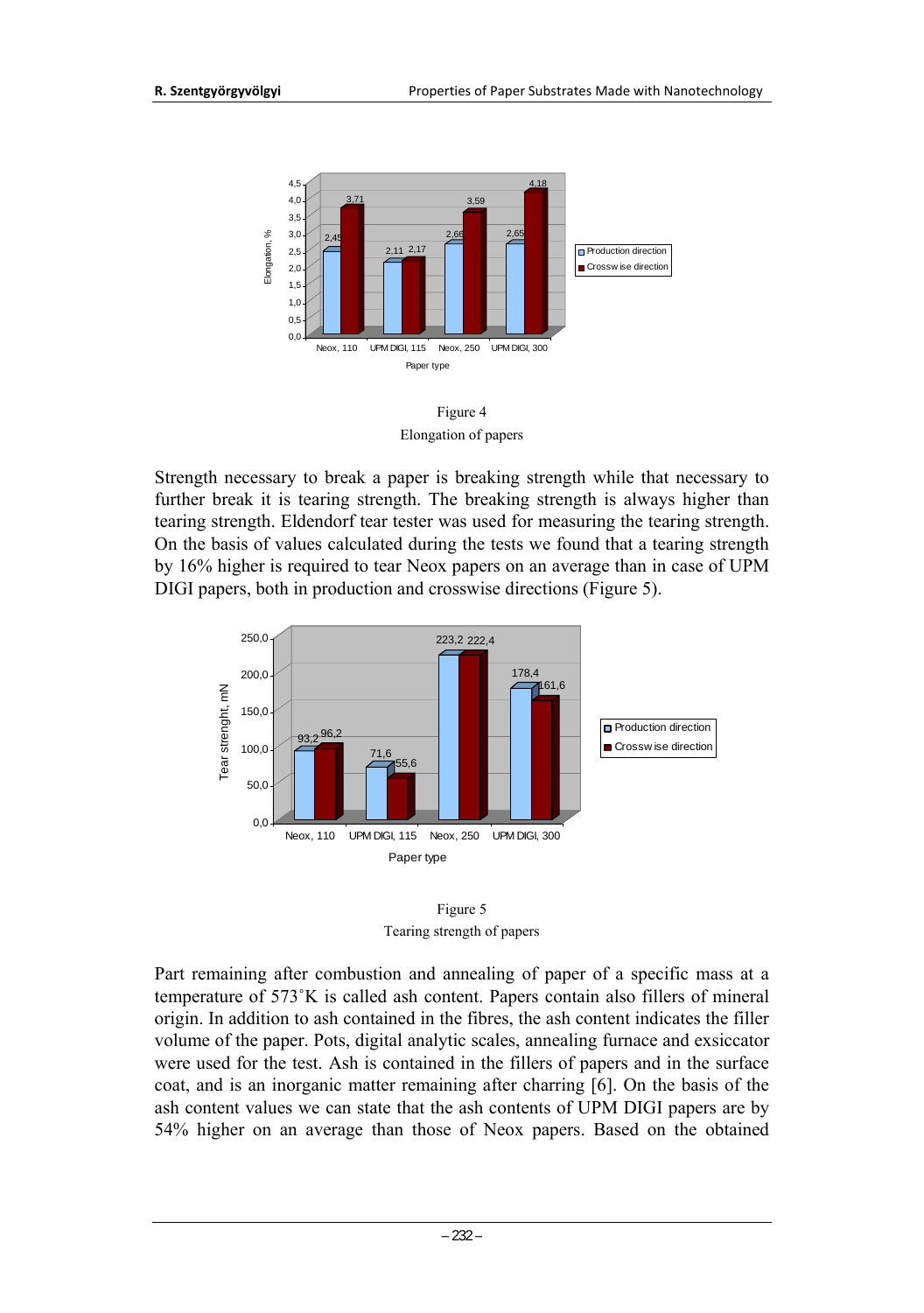Figure 4
Elongation of papers

Strength necessary to break a paper is breaking strength while that necessary to further break it is tearing strength. The breaking strength is always higher than tearing strength. Eldendorf tear tester was used for measuring the tearing strength. On the basis of values calculated during the tests we found that a tearing strength by 16% higher is required to tear Neox papers on an average than in case of UPM DIGI papers, both in production and crosswise directions (Figure 5).

Figure 5
Tearing strength of papers

Part remaining after combustion and annealing of paper of a specific mass at a temperature of 573˚K is called ash content. Papers contain also fillers of mineral origin. In addition to ash contained in the fibres, the ash content indicates the filler volume of the paper. Pots, digital analytic scales, annealing furnace and exsiccator were used for the test. Ash is contained in the fillers of papers and in the surface coat, and is an inorganic matter remaining after charring [6]. On the basis of the ash content values we can state that the ash contents of UPM DIGI papers are by 54% higher on an average than those of Neox papers. Based on the obtained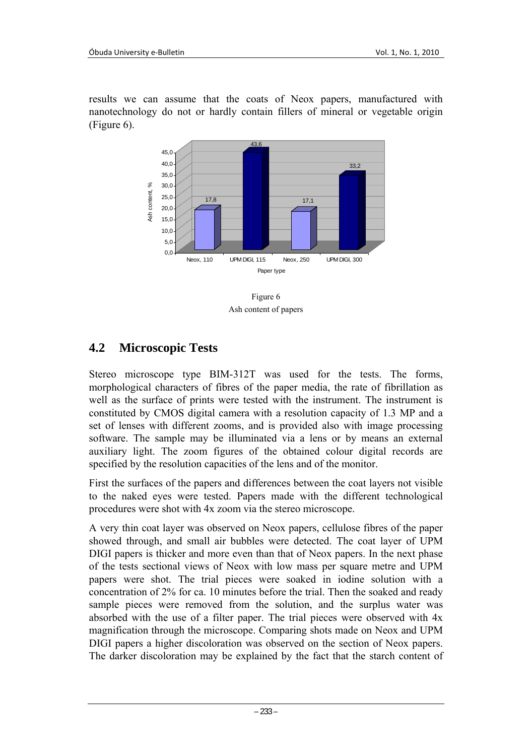results we can assume that the coats of Neox papers, manufactured with nanotechnology do not or hardly contain fillers of mineral or vegetable origin (Figure 6).

Figure 6
Ash content of papers

## 4.2 Microscopic Tests

Stereo microscope type BIM-312T was used for the tests. The forms, morphological characters of fibres of the paper media, the rate of fibrillation as well as the surface of prints were tested with the instrument. The instrument is constituted by CMOS digital camera with a resolution capacity of 1.3 MP and a set of lenses with different zooms, and is provided also with image processing software. The sample may be illuminated via a lens or by means an external auxiliary light. The zoom figures of the obtained colour digital records are specified by the resolution capacities of the lens and of the monitor.

First the surfaces of the papers and differences between the coat layers not visible to the naked eyes were tested. Papers made with the different technological procedures were shot with 4x zoom via the stereo microscope.

A very thin coat layer was observed on Neox papers, cellulose fibres of the paper showed through, and small air bubbles were detected. The coat layer of UPM DIGI papers is thicker and more even than that of Neox papers. In the next phase of the tests sectional views of Neox with low mass per square metre and UPM papers were shot. The trial pieces were soaked in iodine solution with a concentration of 2% for ca. 10 minutes before the trial. Then the soaked and ready sample pieces were removed from the solution, and the surplus water was absorbed with the use of a filter paper. The trial pieces were observed with 4x magnification through the microscope. Comparing shots made on Neox and UPM DIGI papers a higher discoloration was observed on the section of Neox papers. The darker discoloration may be explained by the fact that the starch content of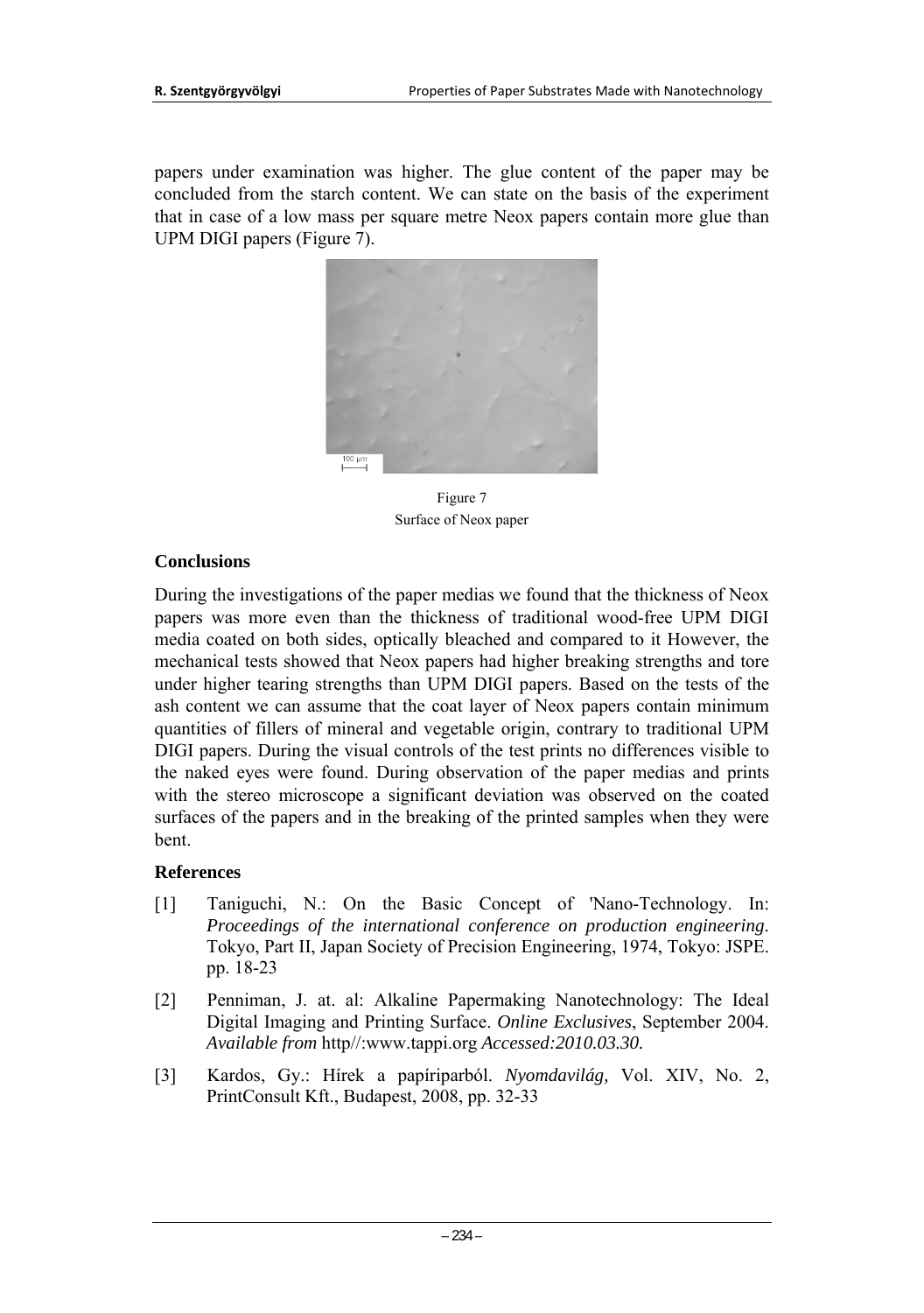papers under examination was higher. The glue content of the paper may be concluded from the starch content. We can state on the basis of the experiment that in case of a low mass per square metre Neox papers contain more glue than UPM DIGI papers (Figure 7).

Figure 7
Surface of Neox paper

## Conclusions

During the investigations of the paper medias we found that the thickness of Neox papers was more even than the thickness of traditional wood-free UPM DIGI media coated on both sides, optically bleached and compared to it However, the mechanical tests showed that Neox papers had higher breaking strengths and tore under higher tearing strengths than UPM DIGI papers. Based on the tests of the ash content we can assume that the coat layer of Neox papers contain minimum quantities of fillers of mineral and vegetable origin, contrary to traditional UPM DIGI papers. During the visual controls of the test prints no differences visible to the naked eyes were found. During observation of the paper medias and prints with the stereo microscope a significant deviation was observed on the coated surfaces of the papers and in the breaking of the printed samples when they were bent.

## References

[1] Taniguchi, N.: On the Basic Concept of 'Nano-Technology. In: *Proceedings of the international conference on production engineering*. Tokyo, Part II, Japan Society of Precision Engineering, 1974, Tokyo: JSPE. pp. 18-23

[2] Penniman, J. at. al: Alkaline Papermaking Nanotechnology: The Ideal Digital Imaging and Printing Surface. *Online Exclusives*, September 2004. *Available from* http//:www.tappi.org *Accessed:2010.03.30.*

[3] Kardos, Gy.: Hírek a papíriparból. *Nyomdavilág,* Vol. XIV, No. 2, PrintConsult Kft., Budapest, 2008, pp. 32-33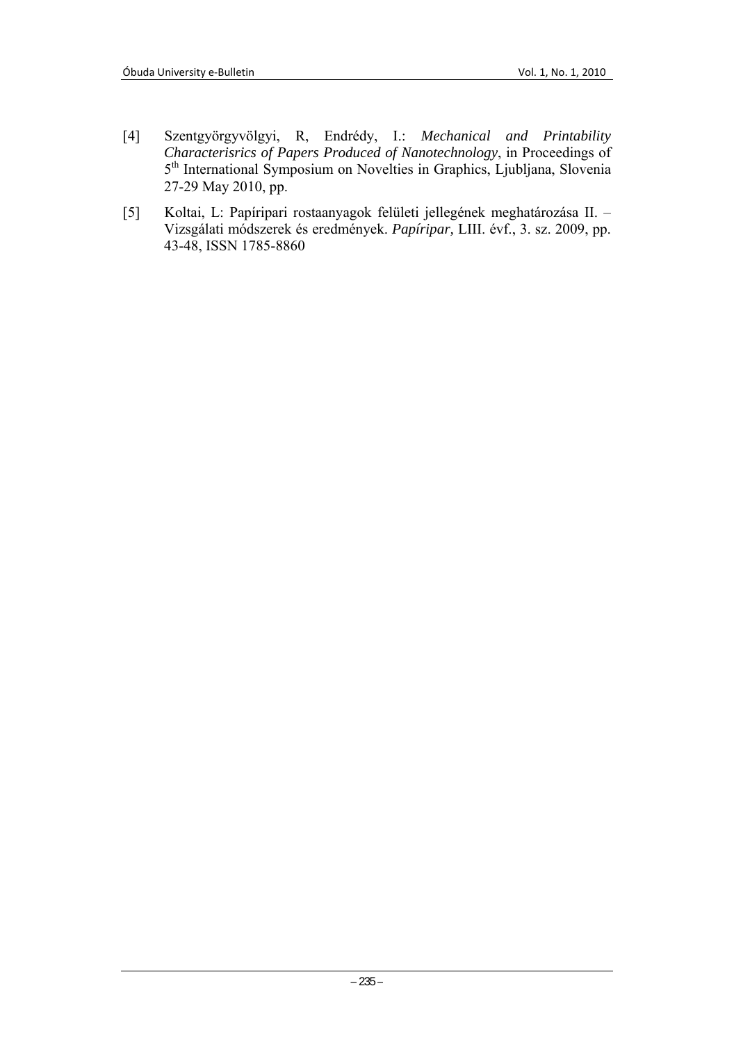[4] Szentgyörgyvölgyi, R, Endrédy, I.: *Mechanical and Printability Characterisrics of Papers Produced of Nanotechnology*, in Proceedings of 5th International Symposium on Novelties in Graphics, Ljubljana, Slovenia 27-29 May 2010, pp.

[5] Koltai, L: Papíripari rostaanyagok felületi jellegének meghatározása II. – Vizsgálati módszerek és eredmények. *Papíripar,* LIII. évf., 3. sz. 2009, pp. 43-48, ISSN 1785-8860